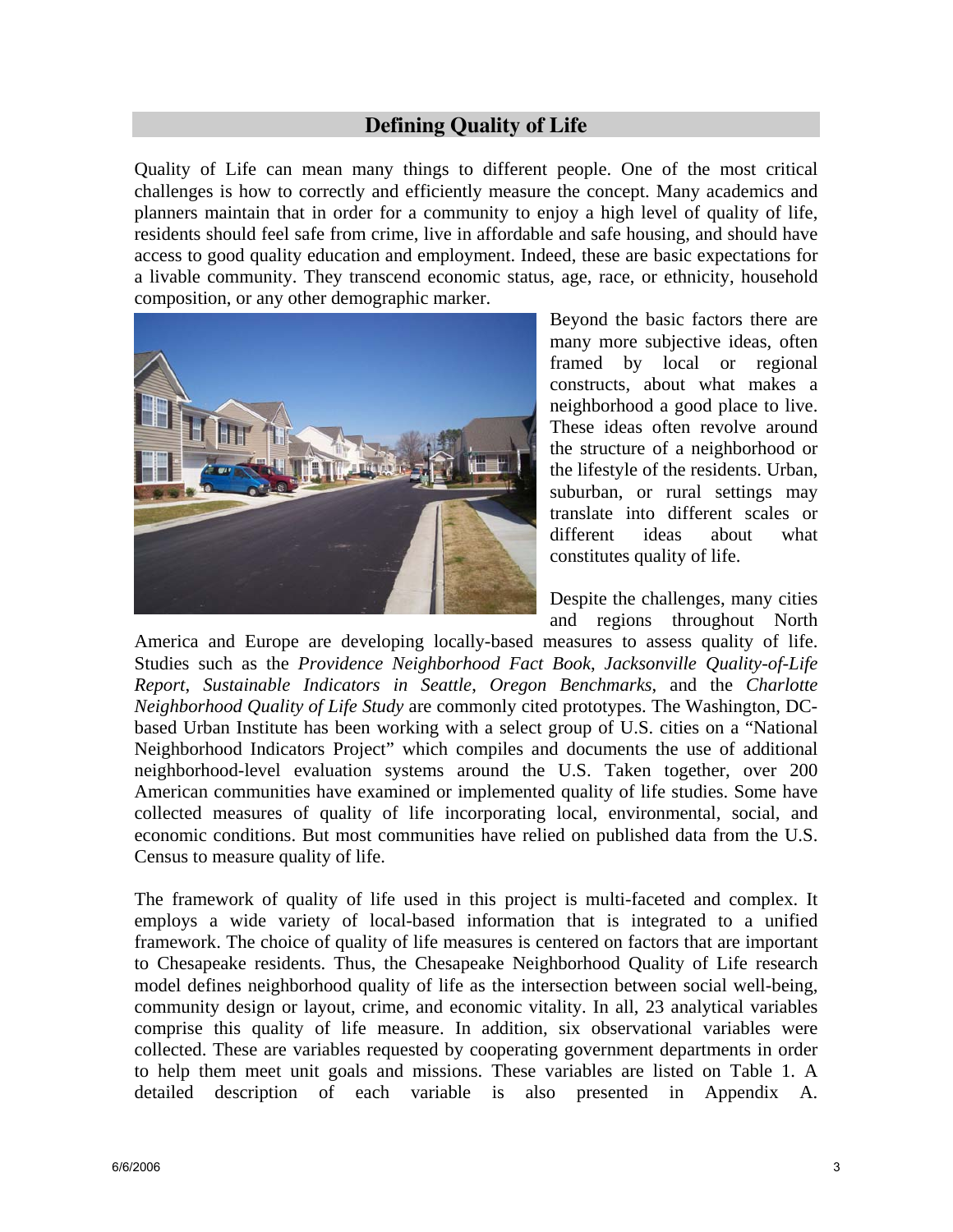## Defining Quality of Life

Quality of Life can mean many things to different people. One of the most critical challenges is how to correctly and efficiently measure the concept. Many academics and planners maintain that in order for a community to enjoy a high level of quality of life, residents should feel safe from crime, live in affordable and safe housing, and should have access to good quality education and employment. Indeed, these are basic expectations for a livable community. They transcend economic status, age, race, or ethnicity, household composition, or any other demographic marker.

Beyond the basic factors there are many more subjective ideas, often framed by local or regional constructs, about what makes a neighborhood a good place to live. These ideas often revolve around the structure of a neighborhood or the lifestyle of the residents. Urban, suburban, or rural settings may translate into different scales or different ideas about what constitutes quality of life.

Despite the challenges, many cities and regions throughout North America and Europe are developing locally-based measures to assess quality of life. Studies such as the *Providence Neighborhood Fact Book*, *Jacksonville Quality-of-Life Report*, *Sustainable Indicators in Seattle*, *Oregon Benchmarks*, and the *Charlotte Neighborhood Quality of Life Study* are commonly cited prototypes. The Washington, DC-based Urban Institute has been working with a select group of U.S. cities on a "National Neighborhood Indicators Project" which compiles and documents the use of additional neighborhood-level evaluation systems around the U.S. Taken together, over 200 American communities have examined or implemented quality of life studies. Some have collected measures of quality of life incorporating local, environmental, social, and economic conditions. But most communities have relied on published data from the U.S. Census to measure quality of life.

The framework of quality of life used in this project is multi-faceted and complex. It employs a wide variety of local-based information that is integrated to a unified framework. The choice of quality of life measures is centered on factors that are important to Chesapeake residents. Thus, the Chesapeake Neighborhood Quality of Life research model defines neighborhood quality of life as the intersection between social well-being, community design or layout, crime, and economic vitality. In all, 23 analytical variables comprise this quality of life measure. In addition, six observational variables were collected. These are variables requested by cooperating government departments in order to help them meet unit goals and missions. These variables are listed on Table 1. A detailed description of each variable is also presented in Appendix A.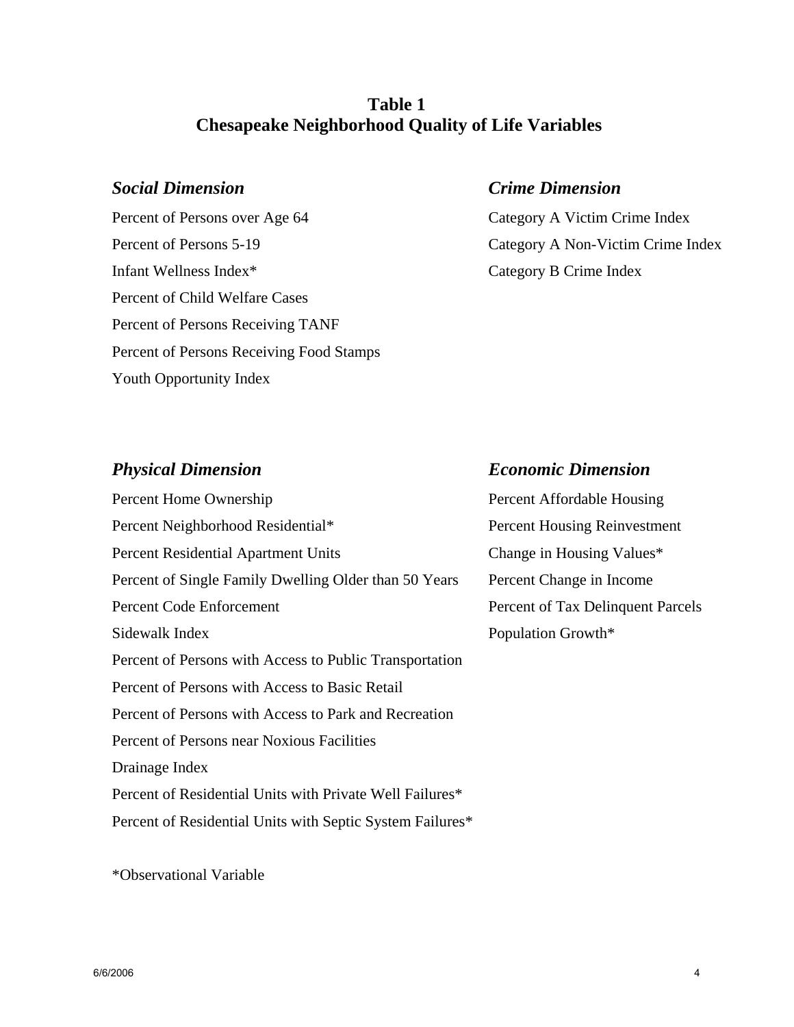# Table 1
# Chesapeake Neighborhood Quality of Life Variables

### *Social Dimension*

Percent of Persons over Age 64
Percent of Persons 5-19
Infant Wellness Index*
Percent of Child Welfare Cases
Percent of Persons Receiving TANF
Percent of Persons Receiving Food Stamps
Youth Opportunity Index

### *Crime Dimension*

Category A Victim Crime Index
Category A Non-Victim Crime Index
Category B Crime Index

### *Physical Dimension*

Percent Home Ownership
Percent Neighborhood Residential*
Percent Residential Apartment Units
Percent of Single Family Dwelling Older than 50 Years
Percent Code Enforcement
Sidewalk Index
Percent of Persons with Access to Public Transportation
Percent of Persons with Access to Basic Retail
Percent of Persons with Access to Park and Recreation
Percent of Persons near Noxious Facilities
Drainage Index
Percent of Residential Units with Private Well Failures*
Percent of Residential Units with Septic System Failures*

### *Economic Dimension*

Percent Affordable Housing
Percent Housing Reinvestment
Change in Housing Values*
Percent Change in Income
Percent of Tax Delinquent Parcels
Population Growth*

*Observational Variable